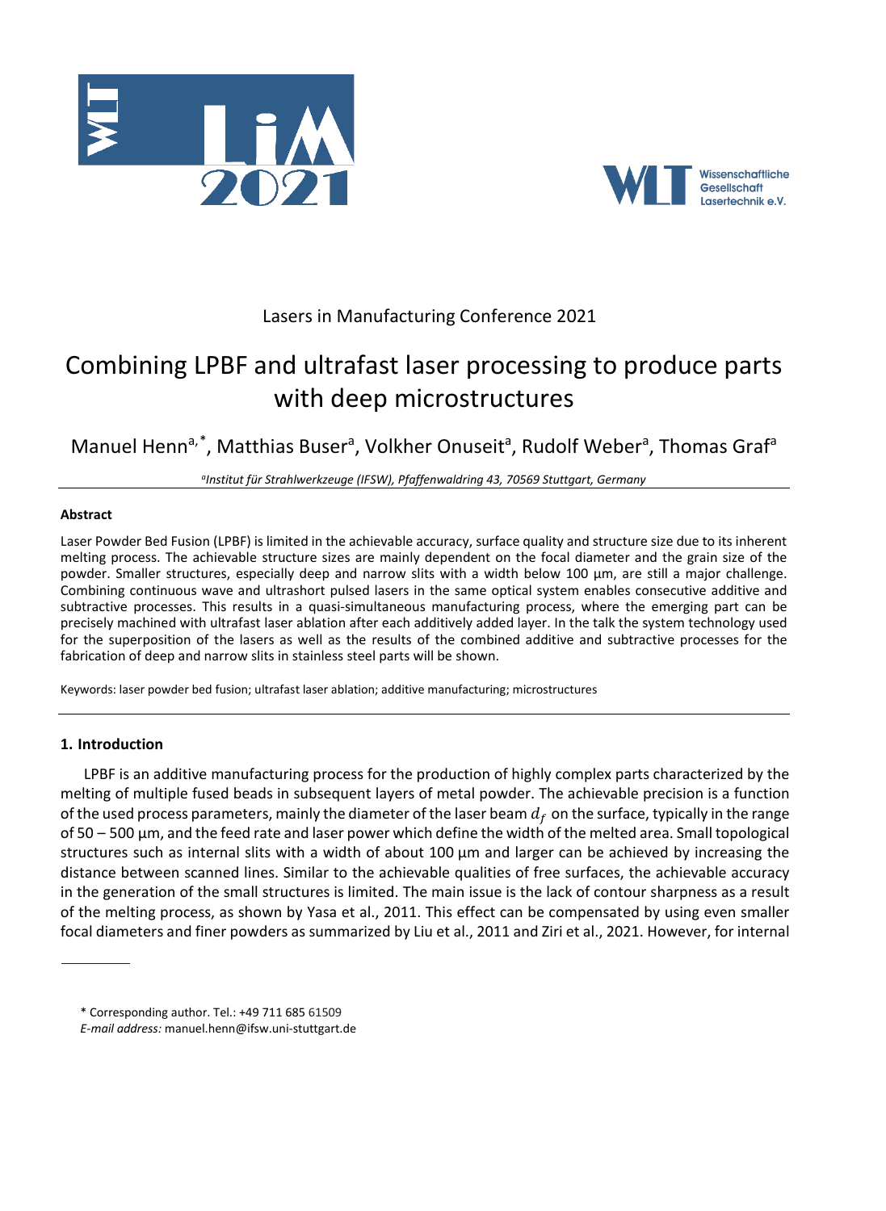Lasers in Manufacturing Conference 2021

# Combining LPBF and ultrafast laser processing to produce parts with deep microstructures

Manuel Henn[a,*], Matthias Buser[a], Volkher Onuseit[a], Rudolf Weber[a], Thomas Graf[a]

[a] *Institut für Strahlwerkzeuge (IFSW), Pfaffenwaldring 43, 70569 Stuttgart, Germany*

### Abstract

Laser Powder Bed Fusion (LPBF) is limited in the achievable accuracy, surface quality and structure size due to its inherent melting process. The achievable structure sizes are mainly dependent on the focal diameter and the grain size of the powder. Smaller structures, especially deep and narrow slits with a width below 100 µm, are still a major challenge. Combining continuous wave and ultrashort pulsed lasers in the same optical system enables consecutive additive and subtractive processes. This results in a quasi-simultaneous manufacturing process, where the emerging part can be precisely machined with ultrafast laser ablation after each additively added layer. In the talk the system technology used for the superposition of the lasers as well as the results of the combined additive and subtractive processes for the fabrication of deep and narrow slits in stainless steel parts will be shown.

Keywords: laser powder bed fusion; ultrafast laser ablation; additive manufacturing; microstructures

## 1. Introduction

LPBF is an additive manufacturing process for the production of highly complex parts characterized by the melting of multiple fused beads in subsequent layers of metal powder. The achievable precision is a function of the used process parameters, mainly the diameter of the laser beam $d_f$ on the surface, typically in the range of 50 – 500 µm, and the feed rate and laser power which define the width of the melted area. Small topological structures such as internal slits with a width of about 100 µm and larger can be achieved by increasing the distance between scanned lines. Similar to the achievable qualities of free surfaces, the achievable accuracy in the generation of the small structures is limited. The main issue is the lack of contour sharpness as a result of the melting process, as shown by Yasa et al., 2011. This effect can be compensated by using even smaller focal diameters and finer powders as summarized by Liu et al., 2011 and Ziri et al., 2021. However, for internal

\* Corresponding author. Tel.: +49 711 685 61509
*E-mail address:* manuel.henn@ifsw.uni-stuttgart.de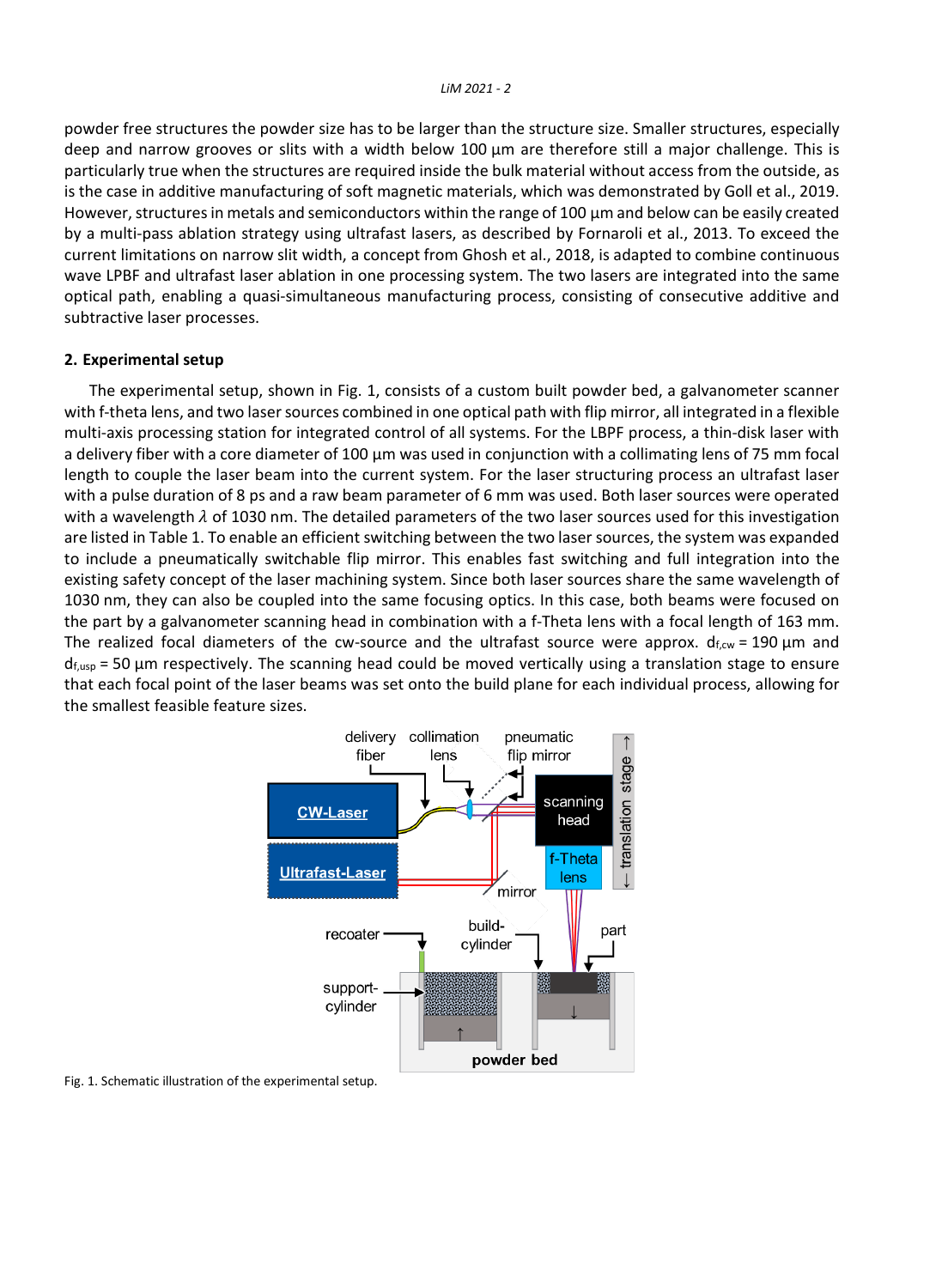powder free structures the powder size has to be larger than the structure size. Smaller structures, especially deep and narrow grooves or slits with a width below 100 µm are therefore still a major challenge. This is particularly true when the structures are required inside the bulk material without access from the outside, as is the case in additive manufacturing of soft magnetic materials, which was demonstrated by Goll et al., 2019. However, structures in metals and semiconductors within the range of 100 µm and below can be easily created by a multi-pass ablation strategy using ultrafast lasers, as described by Fornaroli et al., 2013. To exceed the current limitations on narrow slit width, a concept from Ghosh et al., 2018, is adapted to combine continuous wave LPBF and ultrafast laser ablation in one processing system. The two lasers are integrated into the same optical path, enabling a quasi-simultaneous manufacturing process, consisting of consecutive additive and subtractive laser processes.

## 2. Experimental setup

The experimental setup, shown in Fig. 1, consists of a custom built powder bed, a galvanometer scanner with f-theta lens, and two laser sources combined in one optical path with flip mirror, all integrated in a flexible multi-axis processing station for integrated control of all systems. For the LBPF process, a thin-disk laser with a delivery fiber with a core diameter of 100 µm was used in conjunction with a collimating lens of 75 mm focal length to couple the laser beam into the current system. For the laser structuring process an ultrafast laser with a pulse duration of 8 ps and a raw beam parameter of 6 mm was used. Both laser sources were operated with a wavelength $\lambda$ of 1030 nm. The detailed parameters of the two laser sources used for this investigation are listed in Table 1. To enable an efficient switching between the two laser sources, the system was expanded to include a pneumatically switchable flip mirror. This enables fast switching and full integration into the existing safety concept of the laser machining system. Since both laser sources share the same wavelength of 1030 nm, they can also be coupled into the same focusing optics. In this case, both beams were focused on the part by a galvanometer scanning head in combination with a f-Theta lens with a focal length of 163 mm. The realized focal diameters of the cw-source and the ultrafast source were approx. $d_{f,cw}$ = 190 µm and $d_{f,usp}$ = 50 µm respectively. The scanning head could be moved vertically using a translation stage to ensure that each focal point of the laser beams was set onto the build plane for each individual process, allowing for the smallest feasible feature sizes.

Fig. 1. Schematic illustration of the experimental setup.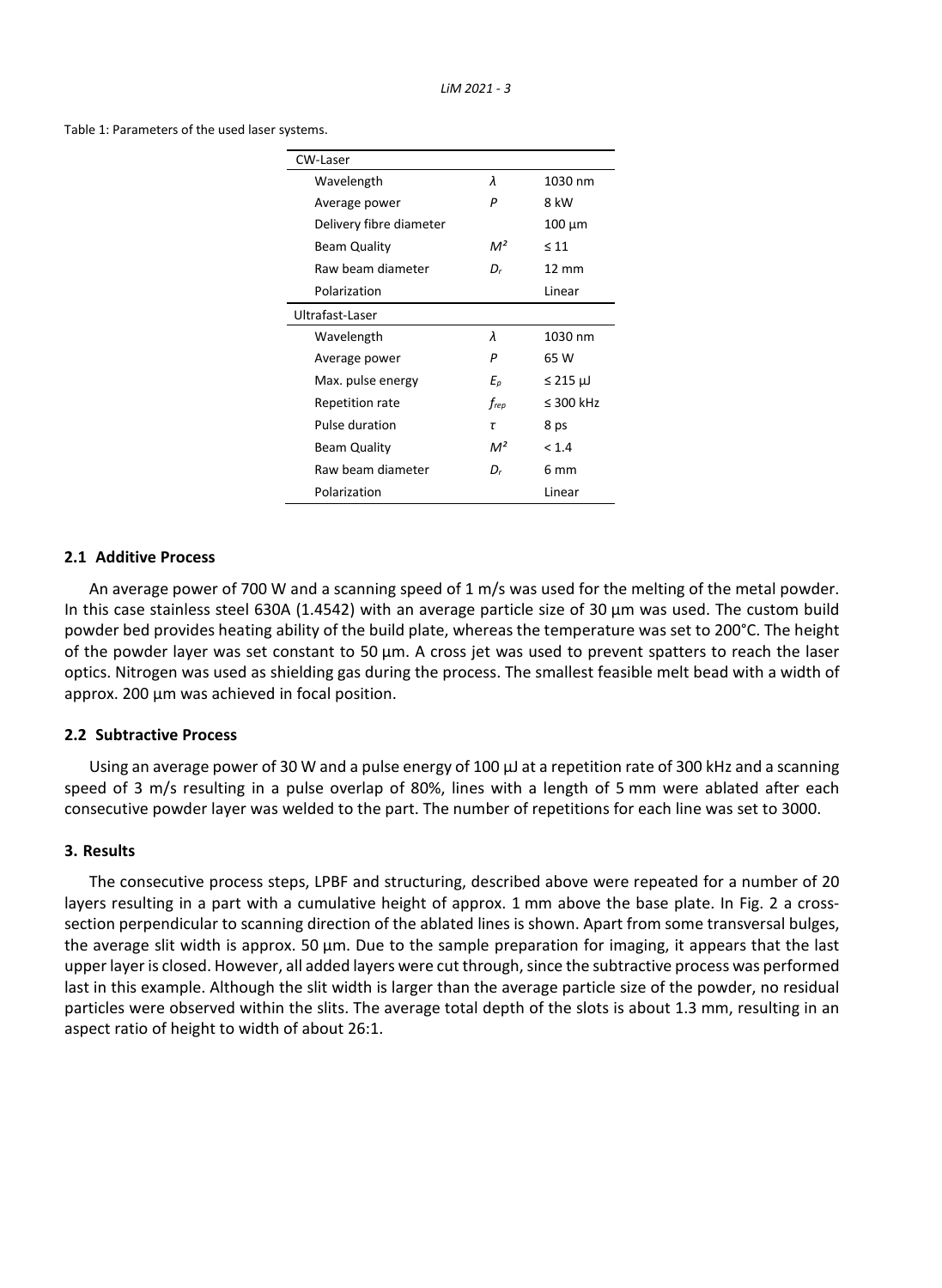Table 1: Parameters of the used laser systems.

| CW-Laser | | |
|---|---|---|
| Wavelength | $\lambda$ | 1030 nm |
| Average power | $P$ | 8 kW |
| Delivery fibre diameter | | 100 µm |
| Beam Quality | $M^2$ | ≤ 11 |
| Raw beam diameter | $D_r$ | 12 mm |
| Polarization | | Linear |
| **Ultrafast-Laser** | | |
| Wavelength | $\lambda$ | 1030 nm |
| Average power | $P$ | 65 W |
| Max. pulse energy | $E_p$ | ≤ 215 µJ |
| Repetition rate | $f_{rep}$ | ≤ 300 kHz |
| Pulse duration | $\tau$ | 8 ps |
| Beam Quality | $M^2$ | < 1.4 |
| Raw beam diameter | $D_r$ | 6 mm |
| Polarization | | Linear |

### 2.1 Additive Process

An average power of 700 W and a scanning speed of 1 m/s was used for the melting of the metal powder. In this case stainless steel 630A (1.4542) with an average particle size of 30 µm was used. The custom build powder bed provides heating ability of the build plate, whereas the temperature was set to 200°C. The height of the powder layer was set constant to 50 µm. A cross jet was used to prevent spatters to reach the laser optics. Nitrogen was used as shielding gas during the process. The smallest feasible melt bead with a width of approx. 200 µm was achieved in focal position.

### 2.2 Subtractive Process

Using an average power of 30 W and a pulse energy of 100 µJ at a repetition rate of 300 kHz and a scanning speed of 3 m/s resulting in a pulse overlap of 80%, lines with a length of 5 mm were ablated after each consecutive powder layer was welded to the part. The number of repetitions for each line was set to 3000.

## 3. Results

The consecutive process steps, LPBF and structuring, described above were repeated for a number of 20 layers resulting in a part with a cumulative height of approx. 1 mm above the base plate. In Fig. 2 a cross-section perpendicular to scanning direction of the ablated lines is shown. Apart from some transversal bulges, the average slit width is approx. 50 µm. Due to the sample preparation for imaging, it appears that the last upper layer is closed. However, all added layers were cut through, since the subtractive process was performed last in this example. Although the slit width is larger than the average particle size of the powder, no residual particles were observed within the slits. The average total depth of the slots is about 1.3 mm, resulting in an aspect ratio of height to width of about 26:1.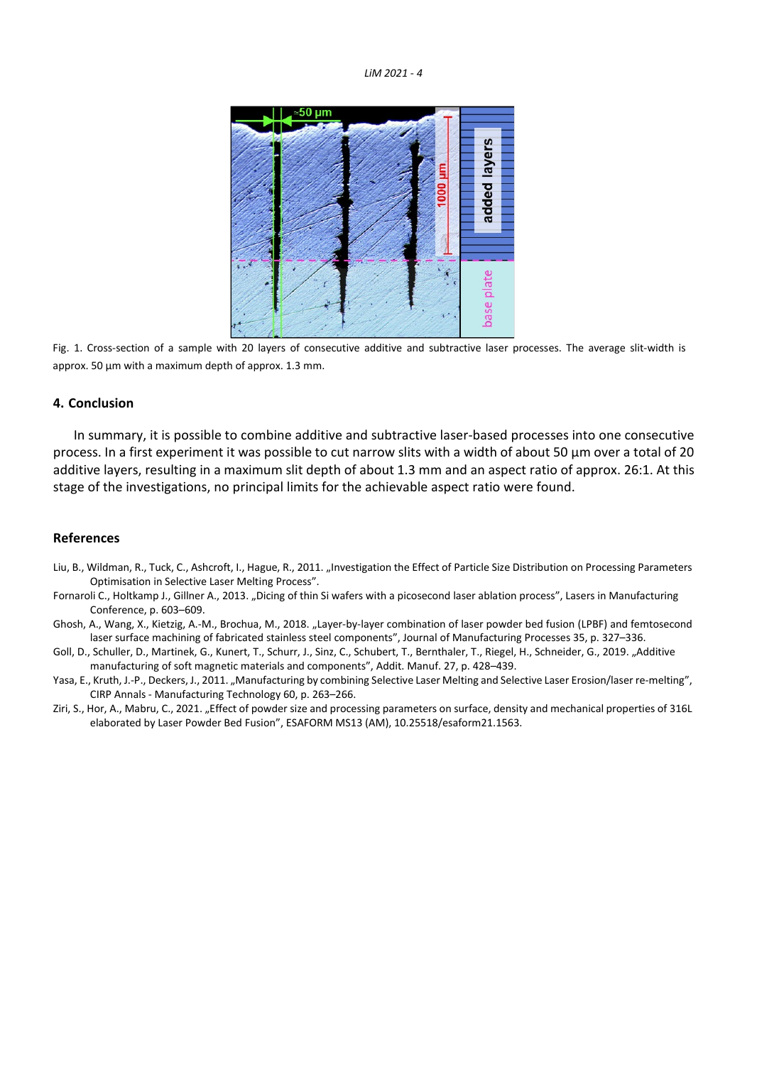≈50 µm

1000 µm

added layers

base plate

Fig. 1. Cross-section of a sample with 20 layers of consecutive additive and subtractive laser processes. The average slit-width is approx. 50 µm with a maximum depth of approx. 1.3 mm.

## 4. Conclusion

In summary, it is possible to combine additive and subtractive laser-based processes into one consecutive process. In a first experiment it was possible to cut narrow slits with a width of about 50 µm over a total of 20 additive layers, resulting in a maximum slit depth of about 1.3 mm and an aspect ratio of approx. 26:1. At this stage of the investigations, no principal limits for the achievable aspect ratio were found.

## References

Liu, B., Wildman, R., Tuck, C., Ashcroft, I., Hague, R., 2011. „Investigation the Effect of Particle Size Distribution on Processing Parameters Optimisation in Selective Laser Melting Process".

Fornaroli C., Holtkamp J., Gillner A., 2013. „Dicing of thin Si wafers with a picosecond laser ablation process", Lasers in Manufacturing Conference, p. 603–609.

Ghosh, A., Wang, X., Kietzig, A.-M., Brochua, M., 2018. „Layer-by-layer combination of laser powder bed fusion (LPBF) and femtosecond laser surface machining of fabricated stainless steel components", Journal of Manufacturing Processes 35, p. 327–336.

Goll, D., Schuller, D., Martinek, G., Kunert, T., Schurr, J., Sinz, C., Schubert, T., Bernthaler, T., Riegel, H., Schneider, G., 2019. „Additive manufacturing of soft magnetic materials and components", Addit. Manuf. 27, p. 428–439.

Yasa, E., Kruth, J.-P., Deckers, J., 2011. „Manufacturing by combining Selective Laser Melting and Selective Laser Erosion/laser re-melting", CIRP Annals - Manufacturing Technology 60, p. 263–266.

Ziri, S., Hor, A., Mabru, C., 2021. „Effect of powder size and processing parameters on surface, density and mechanical properties of 316L elaborated by Laser Powder Bed Fusion", ESAFORM MS13 (AM), 10.25518/esaform21.1563.